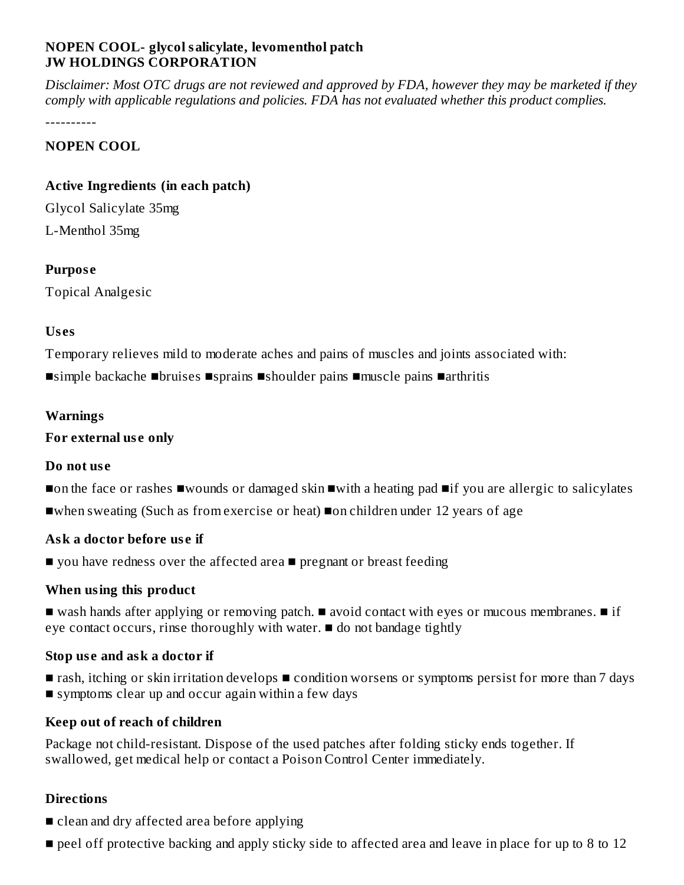**NOPEN COOL- glycol salicylate, levomenthol patch**
**JW HOLDINGS CORPORATION**

*Disclaimer: Most OTC drugs are not reviewed and approved by FDA, however they may be marketed if they comply with applicable regulations and policies. FDA has not evaluated whether this product complies.*

----------

**NOPEN COOL**

**Active Ingredients (in each patch)**

Glycol Salicylate 35mg

L-Menthol 35mg

**Purpose**

Topical Analgesic

**Uses**

Temporary relieves mild to moderate aches and pains of muscles and joints associated with:

■simple backache ■bruises ■sprains ■shoulder pains ■muscle pains ■arthritis

**Warnings**

**For external use only**

**Do not use**

■on the face or rashes ■wounds or damaged skin ■with a heating pad ■if you are allergic to salicylates

■when sweating (Such as from exercise or heat) ■on children under 12 years of age

**Ask a doctor before use if**

■ you have redness over the affected area ■ pregnant or breast feeding

**When using this product**

■ wash hands after applying or removing patch. ■ avoid contact with eyes or mucous membranes. ■ if eye contact occurs, rinse thoroughly with water. ■ do not bandage tightly

**Stop use and ask a doctor if**

■ rash, itching or skin irritation develops ■ condition worsens or symptoms persist for more than 7 days
■ symptoms clear up and occur again within a few days

**Keep out of reach of children**

Package not child-resistant. Dispose of the used patches after folding sticky ends together. If swallowed, get medical help or contact a Poison Control Center immediately.

**Directions**

■ clean and dry affected area before applying

■ peel off protective backing and apply sticky side to affected area and leave in place for up to 8 to 12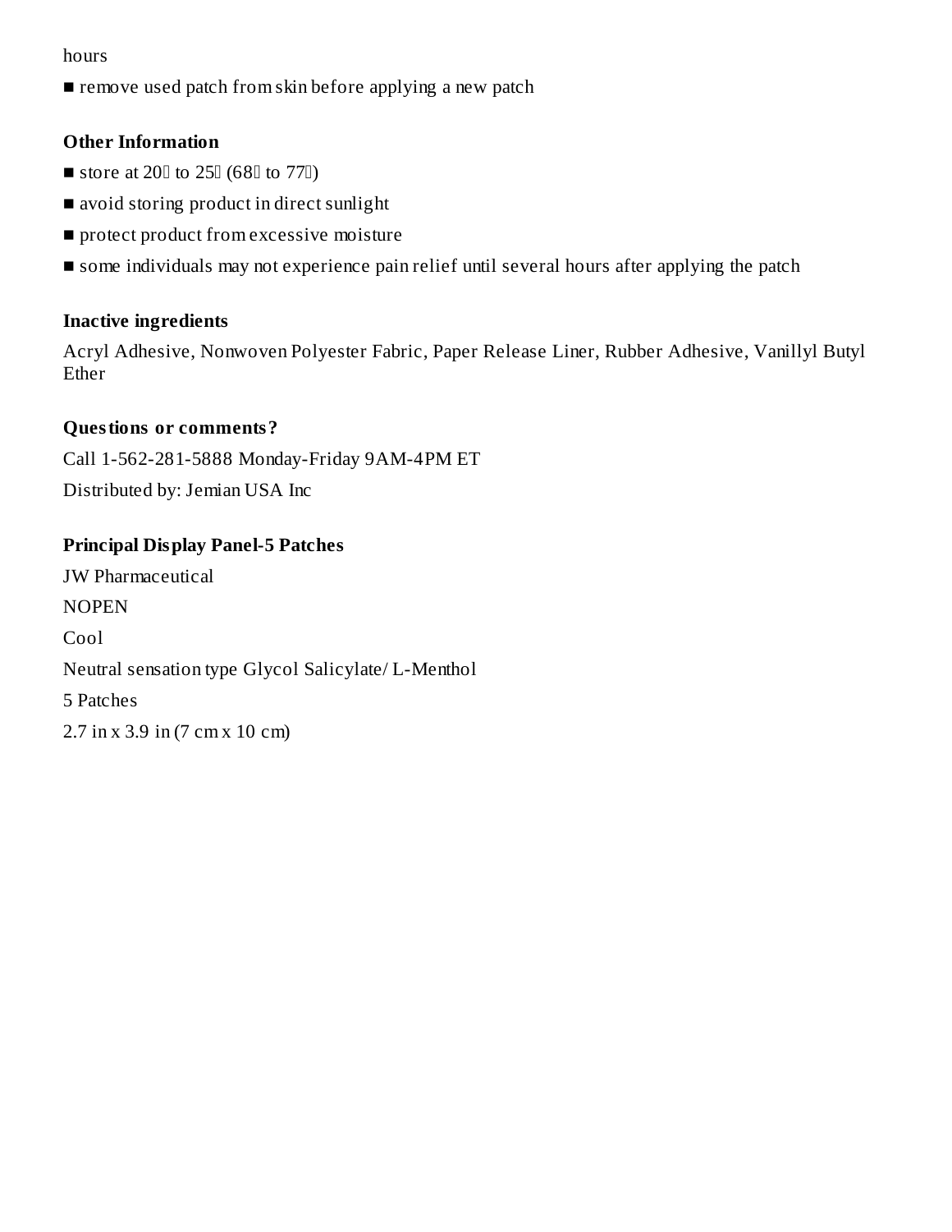hours

- remove used patch from skin before applying a new patch

### Other Information

- store at 20℃ to 25℃ (68℉ to 77℉)
- avoid storing product in direct sunlight
- protect product from excessive moisture
- some individuals may not experience pain relief until several hours after applying the patch

### Inactive ingredients

Acryl Adhesive, Nonwoven Polyester Fabric, Paper Release Liner, Rubber Adhesive, Vanillyl Butyl Ether

### Questions or comments?

Call 1-562-281-5888 Monday-Friday 9AM-4PM ET

Distributed by: Jemian USA Inc

### Principal Display Panel-5 Patches

JW Pharmaceutical

NOPEN

Cool

Neutral sensation type Glycol Salicylate/ L-Menthol

5 Patches

2.7 in x 3.9 in (7 cm x 10 cm)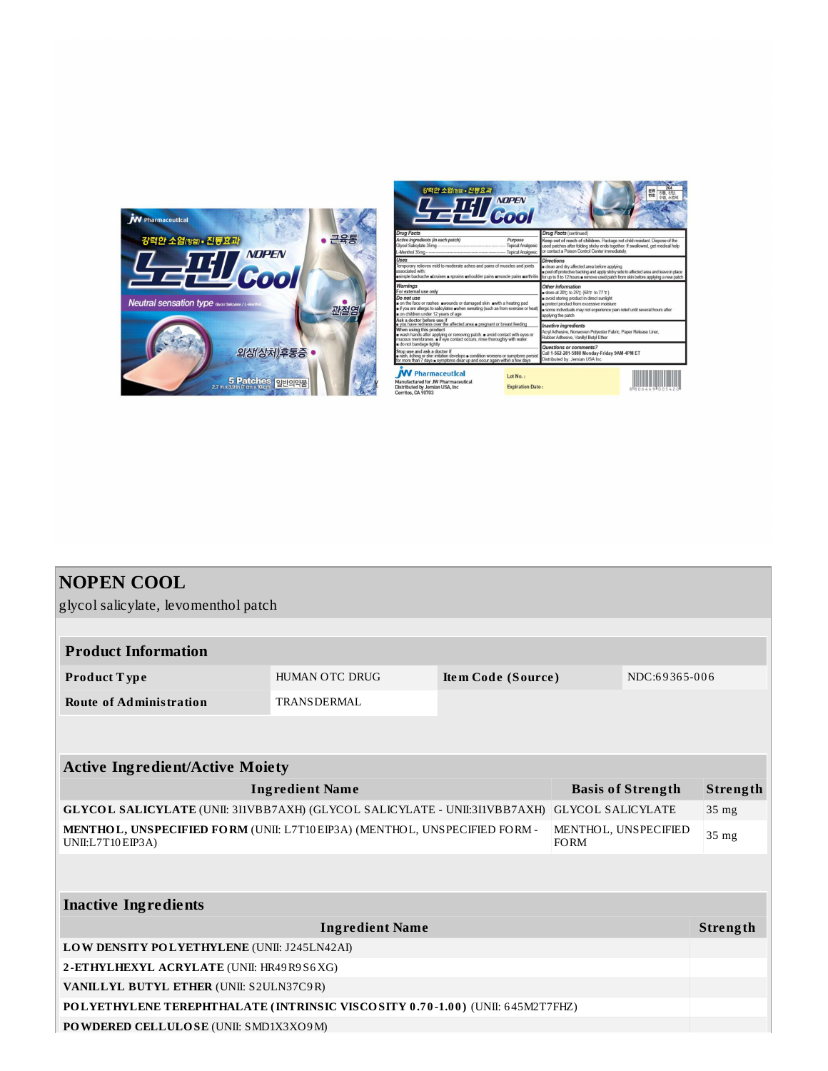# NOPEN COOL

glycol salicylate, levomenthol patch

## Product Information

| | | | |
|---|---|---|---|
| **Product Type** | HUMAN OTC DRUG | **Item Code (Source)** | NDC:69365-006 |
| **Route of Administration** | TRANSDERMAL | | |

## Active Ingredient/Active Moiety

| Ingredient Name | Basis of Strength | Strength |
|---|---|---|
| **GLYCOL SALICYLATE** (UNII: 3I1VBB7AXH) (GLYCOL SALICYLATE - UNII:3I1VBB7AXH) | GLYCOL SALICYLATE | 35 mg |
| **MENTHOL, UNSPECIFIED FORM** (UNII: L7T10EIP3A) (MENTHOL, UNSPECIFIED FORM - UNII:L7T10EIP3A) | MENTHOL, UNSPECIFIED FORM | 35 mg |

## Inactive Ingredients

| Ingredient Name | Strength |
|---|---|
| **LOW DENSITY POLYETHYLENE** (UNII: J245LN42AI) | |
| **2-ETHYLHEXYL ACRYLATE** (UNII: HR49R9S6XG) | |
| **VANILLYL BUTYL ETHER** (UNII: S2ULN37C9R) | |
| **POLYETHYLENE TEREPHTHALATE (INTRINSIC VISCOSITY 0.70-1.00)** (UNII: 645M2T7FHZ) | |
| **POWDERED CELLULOSE** (UNII: SMD1X3XO9M) | |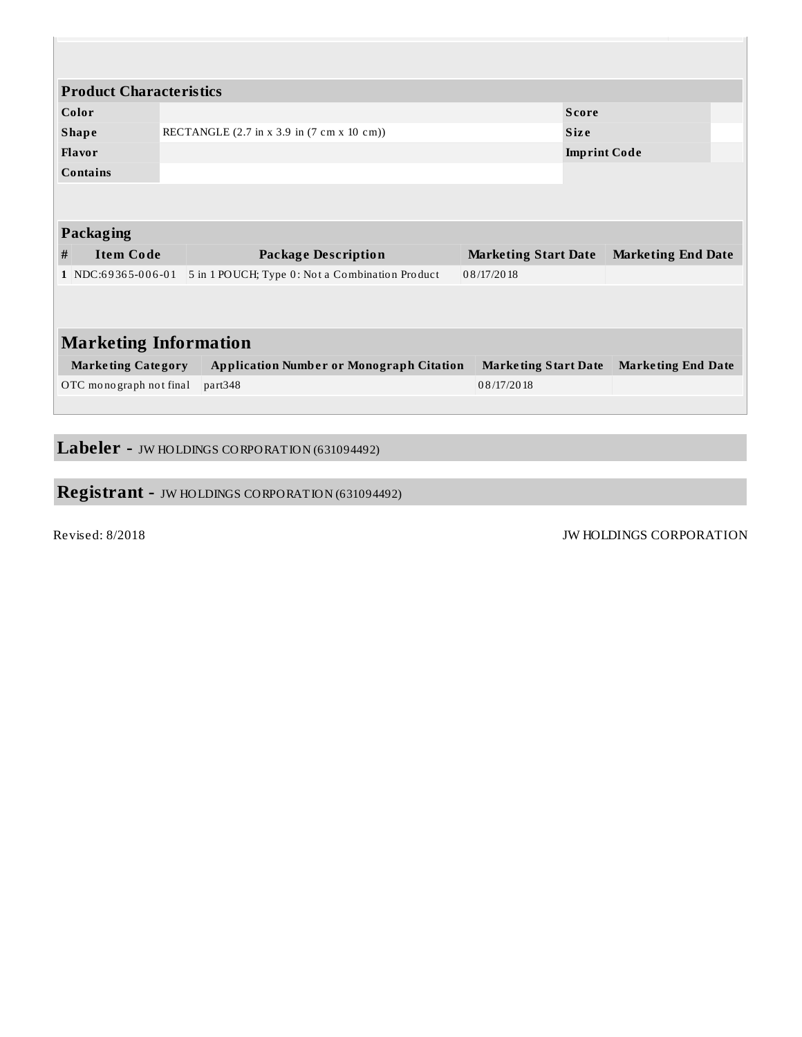## Product Characteristics

| | | | |
|---|---|---|---|
| **Color** | | **Score** | |
| **Shape** | RECTANGLE (2.7 in x 3.9 in (7 cm x 10 cm)) | **Size** | |
| **Flavor** | | **Imprint Code** | |
| **Contains** | | | |

## Packaging

| # | Item Code | Package Description | Marketing Start Date | Marketing End Date |
|---|---|---|---|---|
| 1 | NDC:69365-006-01 | 5 in 1 POUCH; Type 0: Not a Combination Product | 08/17/2018 | |

## Marketing Information

| Marketing Category | Application Number or Monograph Citation | Marketing Start Date | Marketing End Date |
|---|---|---|---|
| OTC monograph not final | part348 | 08/17/2018 | |

## Labeler - JW HOLDINGS CORPORATION (631094492)

## Registrant - JW HOLDINGS CORPORATION (631094492)

Revised: 8/2018

JW HOLDINGS CORPORATION